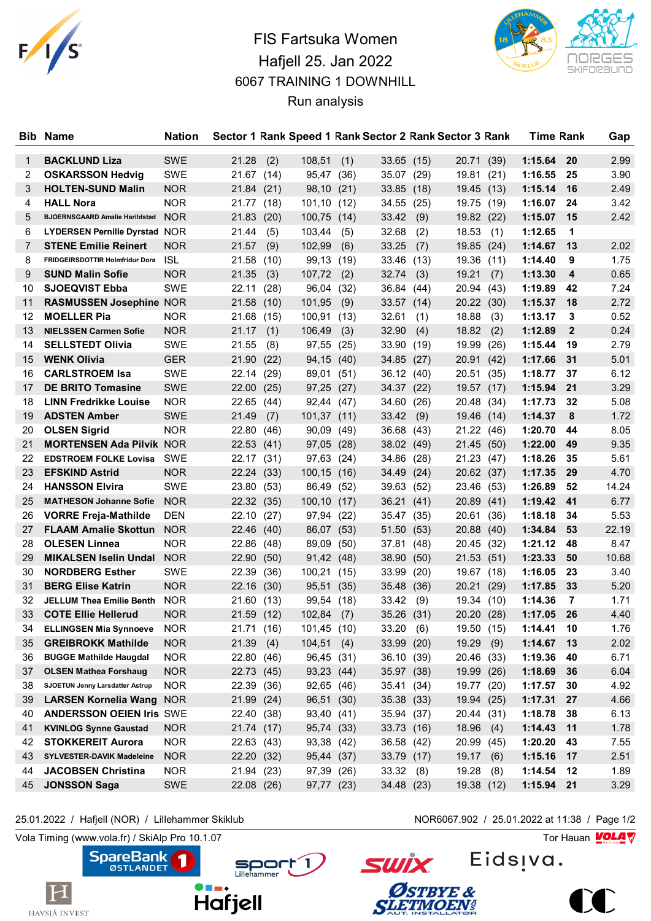# FIS Fartsuka Women

## Hafjell 25. Jan 2022

## 6067 TRAINING 1 DOWNHILL

### Run analysis

| Bib | Name | Nation | Sector 1 | Rank | Speed 1 | Rank | Sector 2 | Rank | Sector 3 | Rank | Time | Rank | Gap |
|---|---|---|---|---|---|---|---|---|---|---|---|---|---|
| 1 | **BACKLUND Liza** | SWE | 21.28 | (2) | 108,51 | (1) | 33.65 | (15) | 20.71 | (39) | **1:15.64** | **20** | 2.99 |
| 2 | **OSKARSSON Hedvig** | SWE | 21.67 | (14) | 95,47 | (36) | 35.07 | (29) | 19.81 | (21) | **1:16.55** | **25** | 3.90 |
| 3 | **HOLTEN-SUND Malin** | NOR | 21.84 | (21) | 98,10 | (21) | 33.85 | (18) | 19.45 | (13) | **1:15.14** | **16** | 2.49 |
| 4 | **HALL Nora** | NOR | 21.77 | (18) | 101,10 | (12) | 34.55 | (25) | 19.75 | (19) | **1:16.07** | **24** | 3.42 |
| 5 | **BJOERNSGAARD Amalie Harildstad** | NOR | 21.83 | (20) | 100,75 | (14) | 33.42 | (9) | 19.82 | (22) | **1:15.07** | **15** | 2.42 |
| 6 | **LYDERSEN Pernille Dyrstad** | NOR | 21.44 | (5) | 103,44 | (5) | 32.68 | (2) | 18.53 | (1) | **1:12.65** | **1** | |
| 7 | **STENE Emilie Reinert** | NOR | 21.57 | (9) | 102,99 | (6) | 33.25 | (7) | 19.85 | (24) | **1:14.67** | **13** | 2.02 |
| 8 | **FRIDGEIRSDOTTIR Holmfridur Dora** | ISL | 21.58 | (10) | 99,13 | (19) | 33.46 | (13) | 19.36 | (11) | **1:14.40** | **9** | 1.75 |
| 9 | **SUND Malin Sofie** | NOR | 21.35 | (3) | 107,72 | (2) | 32.74 | (3) | 19.21 | (7) | **1:13.30** | **4** | 0.65 |
| 10 | **SJOEQVIST Ebba** | SWE | 22.11 | (28) | 96,04 | (32) | 36.84 | (44) | 20.94 | (43) | **1:19.89** | **42** | 7.24 |
| 11 | **RASMUSSEN Josephine** | NOR | 21.58 | (10) | 101,95 | (9) | 33.57 | (14) | 20.22 | (30) | **1:15.37** | **18** | 2.72 |
| 12 | **MOELLER Pia** | NOR | 21.68 | (15) | 100,91 | (13) | 32.61 | (1) | 18.88 | (3) | **1:13.17** | **3** | 0.52 |
| 13 | **NIELSSEN Carmen Sofie** | NOR | 21.17 | (1) | 106,49 | (3) | 32.90 | (4) | 18.82 | (2) | **1:12.89** | **2** | 0.24 |
| 14 | **SELLSTEDT Olivia** | SWE | 21.55 | (8) | 97,55 | (25) | 33.90 | (19) | 19.99 | (26) | **1:15.44** | **19** | 2.79 |
| 15 | **WENK Olivia** | GER | 21.90 | (22) | 94,15 | (40) | 34.85 | (27) | 20.91 | (42) | **1:17.66** | **31** | 5.01 |
| 16 | **CARLSTROEM Isa** | SWE | 22.14 | (29) | 89,01 | (51) | 36.12 | (40) | 20.51 | (35) | **1:18.77** | **37** | 6.12 |
| 17 | **DE BRITO Tomasine** | SWE | 22.00 | (25) | 97,25 | (27) | 34.37 | (22) | 19.57 | (17) | **1:15.94** | **21** | 3.29 |
| 18 | **LINN Fredrikke Louise** | NOR | 22.65 | (44) | 92,44 | (47) | 34.60 | (26) | 20.48 | (34) | **1:17.73** | **32** | 5.08 |
| 19 | **ADSTEN Amber** | SWE | 21.49 | (7) | 101,37 | (11) | 33.42 | (9) | 19.46 | (14) | **1:14.37** | **8** | 1.72 |
| 20 | **OLSEN Sigrid** | NOR | 22.80 | (46) | 90,09 | (49) | 36.68 | (43) | 21.22 | (46) | **1:20.70** | **44** | 8.05 |
| 21 | **MORTENSEN Ada Pilvik** | NOR | 22.53 | (41) | 97,05 | (28) | 38.02 | (49) | 21.45 | (50) | **1:22.00** | **49** | 9.35 |
| 22 | **EDSTROEM FOLKE Lovisa** | SWE | 22.17 | (31) | 97,63 | (24) | 34.86 | (28) | 21.23 | (47) | **1:18.26** | **35** | 5.61 |
| 23 | **EFSKIND Astrid** | NOR | 22.24 | (33) | 100,15 | (16) | 34.49 | (24) | 20.62 | (37) | **1:17.35** | **29** | 4.70 |
| 24 | **HANSSON Elvira** | SWE | 23.80 | (53) | 86,49 | (52) | 39.63 | (52) | 23.46 | (53) | **1:26.89** | **52** | 14.24 |
| 25 | **MATHESON Johanne Sofie** | NOR | 22.32 | (35) | 100,10 | (17) | 36.21 | (41) | 20.89 | (41) | **1:19.42** | **41** | 6.77 |
| 26 | **VORRE Freja-Mathilde** | DEN | 22.10 | (27) | 97,94 | (22) | 35.47 | (35) | 20.61 | (36) | **1:18.18** | **34** | 5.53 |
| 27 | **FLAAM Amalie Skottun** | NOR | 22.46 | (40) | 86,07 | (53) | 51.50 | (53) | 20.88 | (40) | **1:34.84** | **53** | 22.19 |
| 28 | **OLESEN Linnea** | NOR | 22.86 | (48) | 89,09 | (50) | 37.81 | (48) | 20.45 | (32) | **1:21.12** | **48** | 8.47 |
| 29 | **MIKALSEN Iselin Undal** | NOR | 22.90 | (50) | 91,42 | (48) | 38.90 | (50) | 21.53 | (51) | **1:23.33** | **50** | 10.68 |
| 30 | **NORDBERG Esther** | SWE | 22.39 | (36) | 100,21 | (15) | 33.99 | (20) | 19.67 | (18) | **1:16.05** | **23** | 3.40 |
| 31 | **BERG Elise Katrin** | NOR | 22.16 | (30) | 95,51 | (35) | 35.48 | (36) | 20.21 | (29) | **1:17.85** | **33** | 5.20 |
| 32 | **JELLUM Thea Emilie Benth** | NOR | 21.60 | (13) | 99,54 | (18) | 33.42 | (9) | 19.34 | (10) | **1:14.36** | **7** | 1.71 |
| 33 | **COTE Ellie Hellerud** | NOR | 21.59 | (12) | 102,84 | (7) | 35.26 | (31) | 20.20 | (28) | **1:17.05** | **26** | 4.40 |
| 34 | **ELLINGSEN Mia Synnoeve** | NOR | 21.71 | (16) | 101,45 | (10) | 33.20 | (6) | 19.50 | (15) | **1:14.41** | **10** | 1.76 |
| 35 | **GREIBROKK Mathilde** | NOR | 21.39 | (4) | 104,51 | (4) | 33.99 | (20) | 19.29 | (9) | **1:14.67** | **13** | 2.02 |
| 36 | **BUGGE Mathilde Haugdal** | NOR | 22.80 | (46) | 96,45 | (31) | 36.10 | (39) | 20.46 | (33) | **1:19.36** | **40** | 6.71 |
| 37 | **OLSEN Mathea Forshaug** | NOR | 22.73 | (45) | 93,23 | (44) | 35.97 | (38) | 19.99 | (26) | **1:18.69** | **36** | 6.04 |
| 38 | **SJOETUN Jenny Larsdatter Astrup** | NOR | 22.39 | (36) | 92,65 | (46) | 35.41 | (34) | 19.77 | (20) | **1:17.57** | **30** | 4.92 |
| 39 | **LARSEN Kornelia Wang** | NOR | 21.99 | (24) | 96,51 | (30) | 35.38 | (33) | 19.94 | (25) | **1:17.31** | **27** | 4.66 |
| 40 | **ANDERSSON OEIEN Iris** | SWE | 22.40 | (38) | 93,40 | (41) | 35.94 | (37) | 20.44 | (31) | **1:18.78** | **38** | 6.13 |
| 41 | **KVINLOG Synne Gaustad** | NOR | 21.74 | (17) | 95,74 | (33) | 33.73 | (16) | 18.96 | (4) | **1:14.43** | **11** | 1.78 |
| 42 | **STOKKEREIT Aurora** | NOR | 22.63 | (43) | 93,38 | (42) | 36.58 | (42) | 20.99 | (45) | **1:20.20** | **43** | 7.55 |
| 43 | **SYLVESTER-DAVIK Madeleine** | NOR | 22.20 | (32) | 95,44 | (37) | 33.79 | (17) | 19.17 | (6) | **1:15.16** | **17** | 2.51 |
| 44 | **JACOBSEN Christina** | NOR | 21.94 | (23) | 97,39 | (26) | 33.32 | (8) | 19.28 | (8) | **1:14.54** | **12** | 1.89 |
| 45 | **JONSSON Saga** | SWE | 22.08 | (26) | 97,77 | (23) | 34.48 | (23) | 19.38 | (12) | **1:15.94** | **21** | 3.29 |

25.01.2022 / Hafjell (NOR) / Lillehammer Skiklub — NOR6067.902 / 25.01.2022 at 11:38

Vola Timing (www.vola.fr) / SkiAlp Pro 10.1.07 — Tor Hauan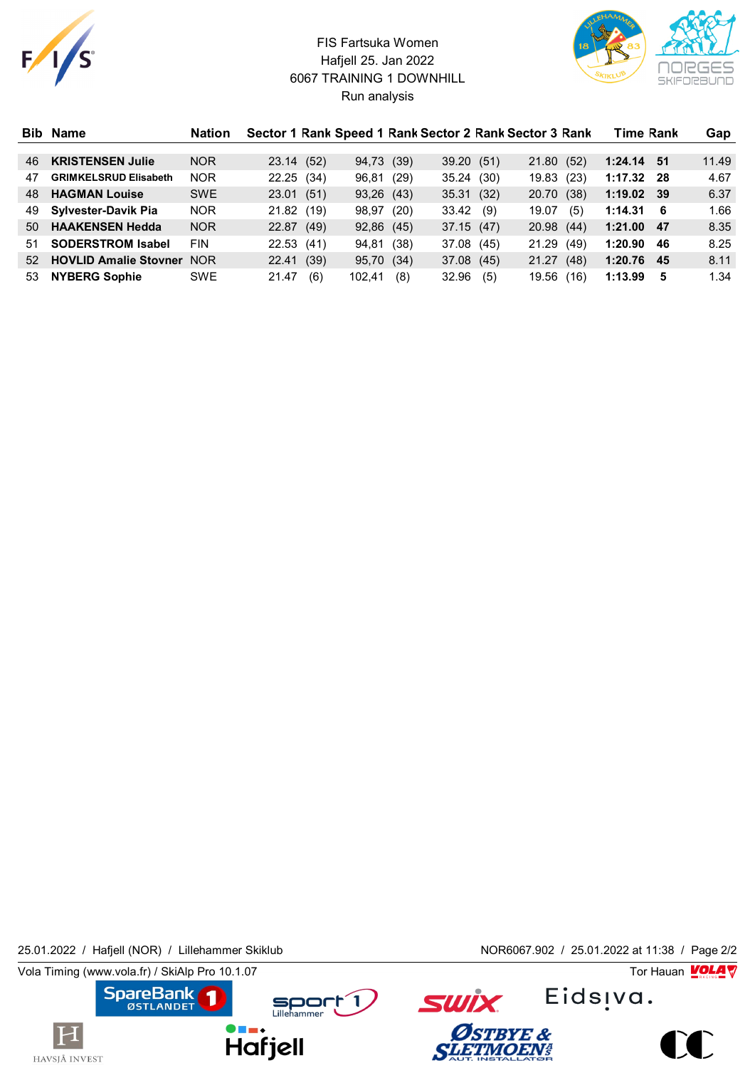FIS Fartsuka Women
Hafjell 25. Jan 2022
6067 TRAINING 1 DOWNHILL
Run analysis

| Bib | Name | Nation | Sector 1 | Rank | Speed 1 | Rank | Sector 2 | Rank | Sector 3 | Rank | Time | Rank | Gap |
|---|---|---|---|---|---|---|---|---|---|---|---|---|---|
| 46 | **KRISTENSEN Julie** | NOR | 23.14 | (52) | 94,73 | (39) | 39.20 | (51) | 21.80 | (52) | **1:24.14** | **51** | 11.49 |
| 47 | **GRIMKELSRUD Elisabeth** | NOR | 22.25 | (34) | 96,81 | (29) | 35.24 | (30) | 19.83 | (23) | **1:17.32** | **28** | 4.67 |
| 48 | **HAGMAN Louise** | SWE | 23.01 | (51) | 93,26 | (43) | 35.31 | (32) | 20.70 | (38) | **1:19.02** | **39** | 6.37 |
| 49 | **Sylvester-Davik Pia** | NOR | 21.82 | (19) | 98,97 | (20) | 33.42 | (9) | 19.07 | (5) | **1:14.31** | **6** | 1.66 |
| 50 | **HAAKENSEN Hedda** | NOR | 22.87 | (49) | 92,86 | (45) | 37.15 | (47) | 20.98 | (44) | **1:21.00** | **47** | 8.35 |
| 51 | **SODERSTROM Isabel** | FIN | 22.53 | (41) | 94,81 | (38) | 37.08 | (45) | 21.29 | (49) | **1:20.90** | **46** | 8.25 |
| 52 | **HOVLID Amalie Stovner** | NOR | 22.41 | (39) | 95,70 | (34) | 37.08 | (45) | 21.27 | (48) | **1:20.76** | **45** | 8.11 |
| 53 | **NYBERG Sophie** | SWE | 21.47 | (6) | 102,41 | (8) | 32.96 | (5) | 19.56 | (16) | **1:13.99** | **5** | 1.34 |

25.01.2022 / Hafjell (NOR) / Lillehammer Skiklub

NOR6067.902 / 25.01.2022 at 11:38

Vola Timing (www.vola.fr) / SkiAlp Pro 10.1.07

Tor Hauan